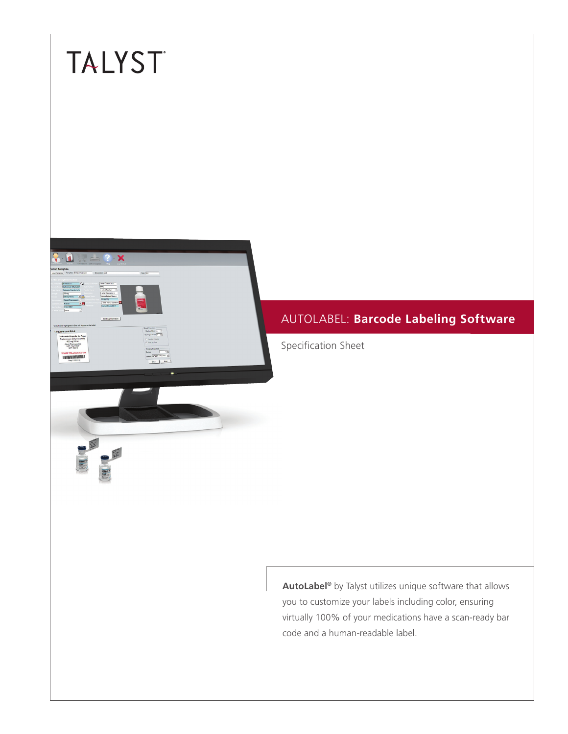TALYST

# AUTOLABEL: **Barcode Labeling Software**

Specification Sheet

**AutoLabel®** by Talyst utilizes unique software that allows you to customize your labels including color, ensuring virtually 100% of your medications have a scan-ready bar code and a human-readable label.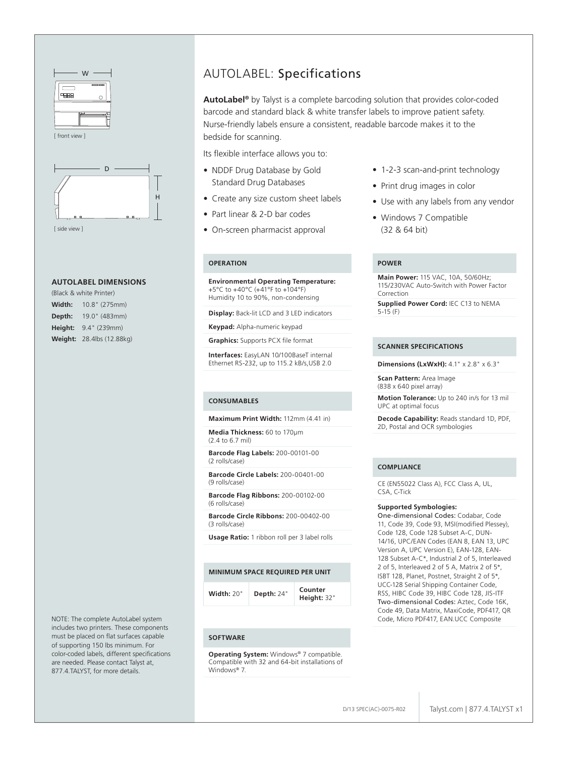W

[ front view ]

D

H

[ side view ]

### AUTOLABEL DIMENSIONS

(Black & white Printer)

| | |
|---|---|
| **Width:** | 10.8" (275mm) |
| **Depth:** | 19.0" (483mm) |
| **Height:** | 9.4" (239mm) |
| **Weight:** | 28.4lbs (12.88kg) |

NOTE: The complete AutoLabel system includes two printers. These components must be placed on flat surfaces capable of supporting 150 lbs minimum. For color-coded labels, different specifications are needed. Please contact Talyst at, 877.4.TALYST, for more details.

# AUTOLABEL: Specifications

**AutoLabel®** by Talyst is a complete barcoding solution that provides color-coded barcode and standard black & white transfer labels to improve patient safety. Nurse-friendly labels ensure a consistent, readable barcode makes it to the bedside for scanning.

Its flexible interface allows you to:

- NDDF Drug Database by Gold Standard Drug Databases
- Create any size custom sheet labels
- Part linear & 2-D bar codes
- On-screen pharmacist approval
- 1-2-3 scan-and-print technology
- Print drug images in color
- Use with any labels from any vendor
- Windows 7 Compatible (32 & 64 bit)

## OPERATION

**Environmental Operating Temperature:** +5°C to +40°C (+41°F to +104°F) Humidity 10 to 90%, non-condensing

**Display:** Back-lit LCD and 3 LED indicators

**Keypad:** Alpha-numeric keypad

**Graphics:** Supports PCX file format

**Interfaces:** EasyLAN 10/100BaseT internal Ethernet RS-232, up to 115.2 kB/s,USB 2.0

## CONSUMABLES

**Maximum Print Width:** 112mm (4.41 in)

**Media Thickness:** 60 to 170µm (2.4 to 6.7 mil)

**Barcode Flag Labels:** 200-00101-00 (2 rolls/case)

**Barcode Circle Labels:** 200-00401-00 (9 rolls/case)

**Barcode Flag Ribbons:** 200-00102-00 (6 rolls/case)

**Barcode Circle Ribbons:** 200-00402-00 (3 rolls/case)

**Usage Ratio:** 1 ribbon roll per 3 label rolls

## MINIMUM SPACE REQUIRED PER UNIT

| | | |
|---|---|---|
| **Width:** 20" | **Depth:** 24" | **Counter Height:** 32" |

## SOFTWARE

**Operating System:** Windows® 7 compatible. Compatible with 32 and 64-bit installations of Windows® 7.

## POWER

**Main Power:** 115 VAC, 10A, 50/60Hz; 115/230VAC Auto-Switch with Power Factor Correction

**Supplied Power Cord:** IEC C13 to NEMA 5-15 (F)

## SCANNER SPECIFICATIONS

**Dimensions (LxWxH):** 4.1" x 2.8" x 6.3"

**Scan Pattern:** Area Image (838 x 640 pixel array)

**Motion Tolerance:** Up to 240 in/s for 13 mil UPC at optimal focus

**Decode Capability:** Reads standard 1D, PDF, 2D, Postal and OCR symbologies

## COMPLIANCE

CE (EN55022 Class A), FCC Class A, UL, CSA, C-Tick

**Supported Symbologies:**

One-dimensional Codes: Codabar, Code 11, Code 39, Code 93, MSI(modified Plessey), Code 128, Code 128 Subset A-C, DUN-14/16, UPC/EAN Codes (EAN 8, EAN 13, UPC Version A, UPC Version E), EAN-128, EAN-128 Subset A-C*, Industrial 2 of 5, Interleaved 2 of 5, Interleaved 2 of 5 A, Matrix 2 of 5*, ISBT 128, Planet, Postnet, Straight 2 of 5*, UCC-128 Serial Shipping Container Code, RSS, HIBC Code 39, HIBC Code 128, JIS-ITF
Two-dimensional Codes: Aztec, Code 16K, Code 49, Data Matrix, MaxiCode, PDF417, QR Code, Micro PDF417, EAN.UCC Composite

D/13 SPEC(AC)-0075-R02

Talyst.com | 877.4.TALYST x1